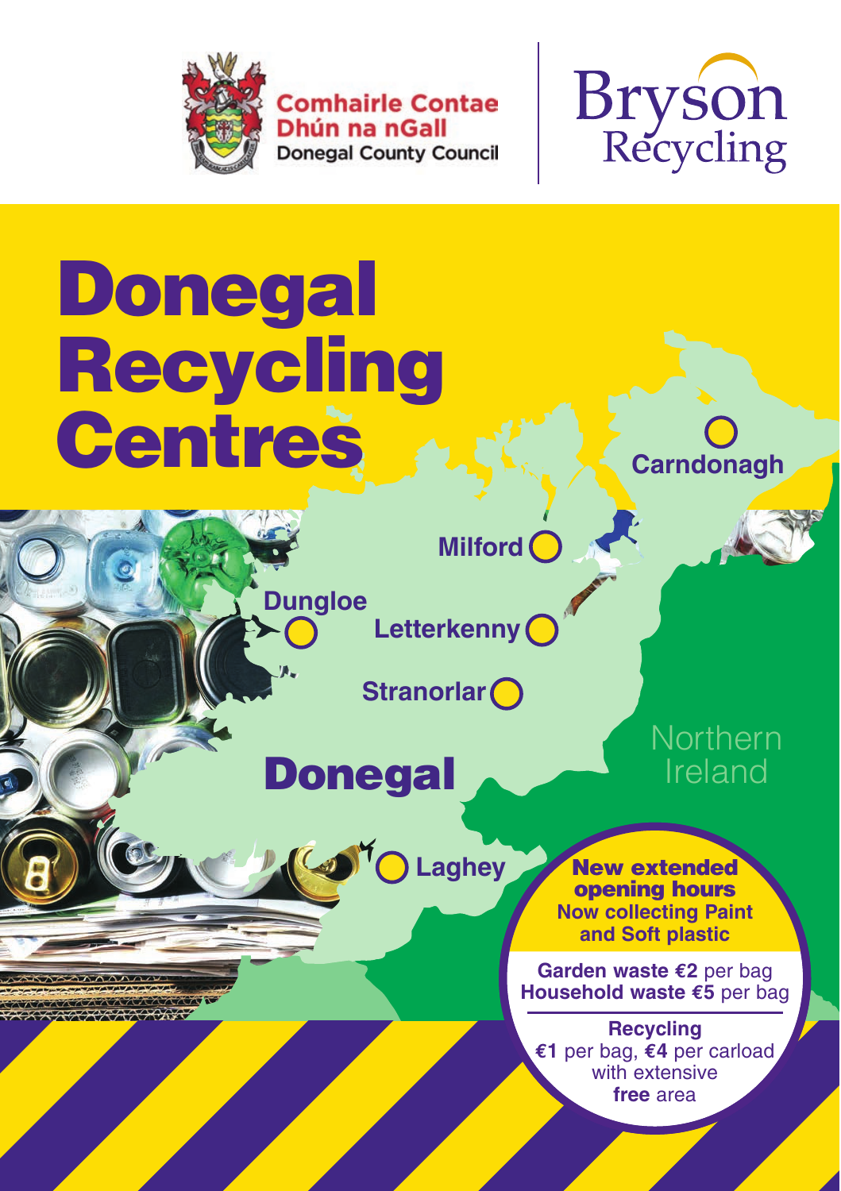Comhairle Contae Dhún na nGall
Donegal County Council

Bryson Recycling

# Donegal Recycling Centres

Carndonagh

Milford

Dungloe

Letterkenny

Stranorlar

Donegal

Laghey

Northern Ireland

**New extended opening hours**
**Now collecting Paint and Soft plastic**

**Garden waste €2** per bag
**Household waste €5** per bag

**Recycling**
**€1** per bag, **€4** per carload with extensive **free** area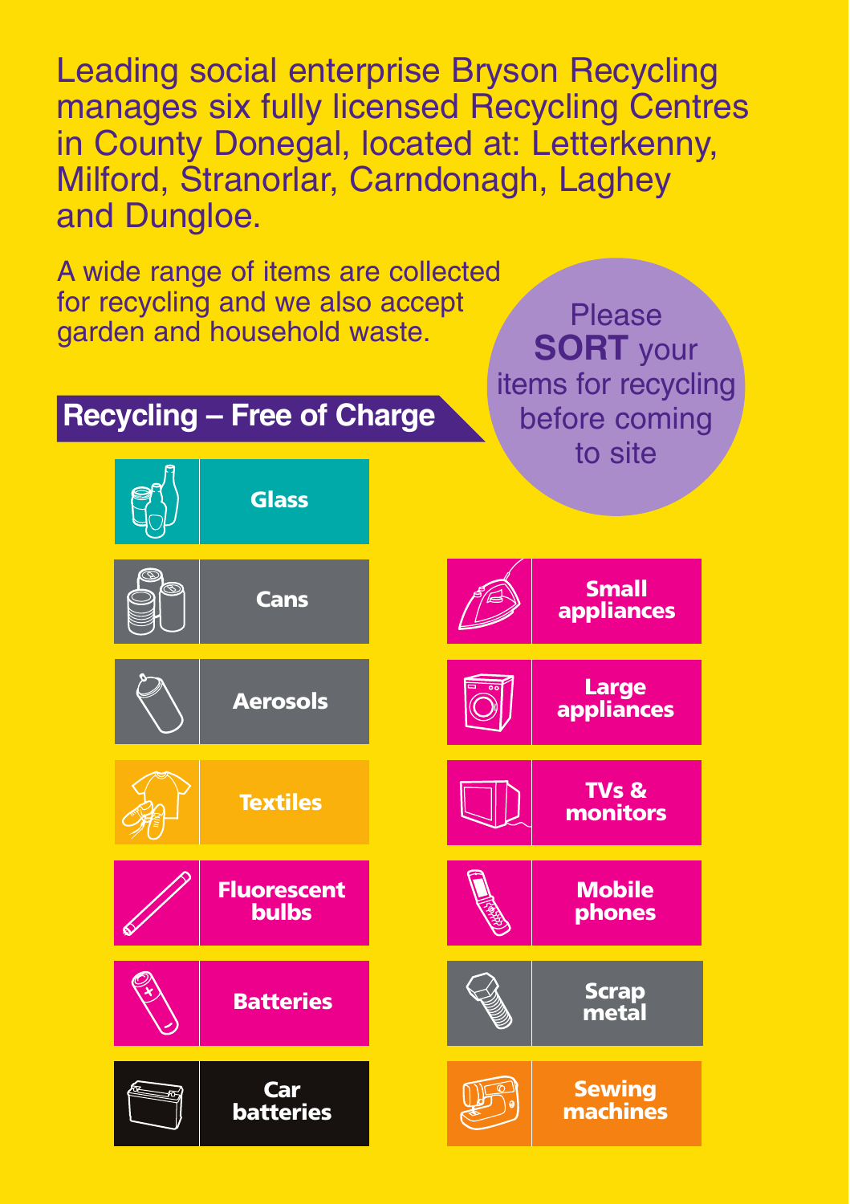Leading social enterprise Bryson Recycling manages six fully licensed Recycling Centres in County Donegal, located at: Letterkenny, Milford, Stranorlar, Carndonagh, Laghey and Dungloe.

A wide range of items are collected for recycling and we also accept garden and household waste.

Please **SORT** your items for recycling before coming to site

## Recycling – Free of Charge

- Glass
- Cans
- Aerosols
- Textiles
- Fluorescent bulbs
- Batteries
- Car batteries
- Small appliances
- Large appliances
- TVs & monitors
- Mobile phones
- Scrap metal
- Sewing machines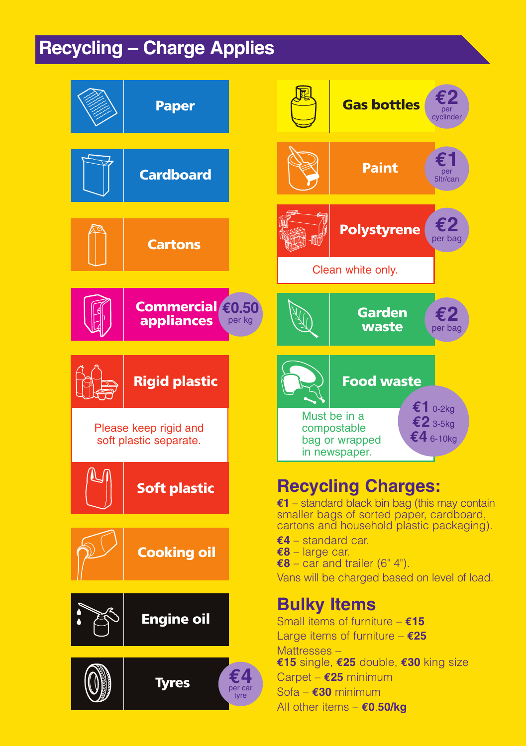# Recycling – Charge Applies

- Paper
- Cardboard
- Cartons
- Commercial appliances – €0.50 per kg
- Rigid plastic
- Please keep rigid and soft plastic separate.
- Soft plastic
- Cooking oil
- Engine oil
- Tyres – €4 per car tyre
- Gas bottles – €2 per cyclinder
- Paint – €1 per 5ltr/can
- Polystyrene – €2 per bag
  - Clean white only.
- Garden waste – €2 per bag
- Food waste – €1 0-2kg, €2 3-5kg, €4 6-10kg
  - Must be in a compostable bag or wrapped in newspaper.

## Recycling Charges:

**€1** – standard black bin bag (this may contain smaller bags of sorted paper, cardboard, cartons and household plastic packaging).

**€4** – standard car.
**€8** – large car.
**€8** – car and trailer (6" 4").

Vans will be charged based on level of load.

## Bulky Items

Small items of furniture – **€15**
Large items of furniture – **€25**
Mattresses – **€15** single, **€25** double, **€30** king size
Carpet – **€25** minimum
Sofa – **€30** minimum
All other items – **€0.50/kg**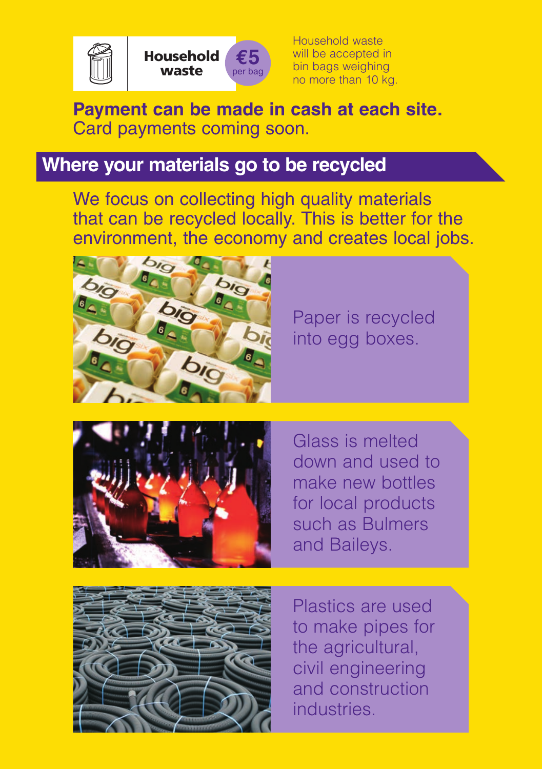**Household waste** **€5** per bag

Household waste will be accepted in bin bags weighing no more than 10 kg.

**Payment can be made in cash at each site.**
Card payments coming soon.

## Where your materials go to be recycled

We focus on collecting high quality materials that can be recycled locally. This is better for the environment, the economy and creates local jobs.

Paper is recycled into egg boxes.

Glass is melted down and used to make new bottles for local products such as Bulmers and Baileys.

Plastics are used to make pipes for the agricultural, civil engineering and construction industries.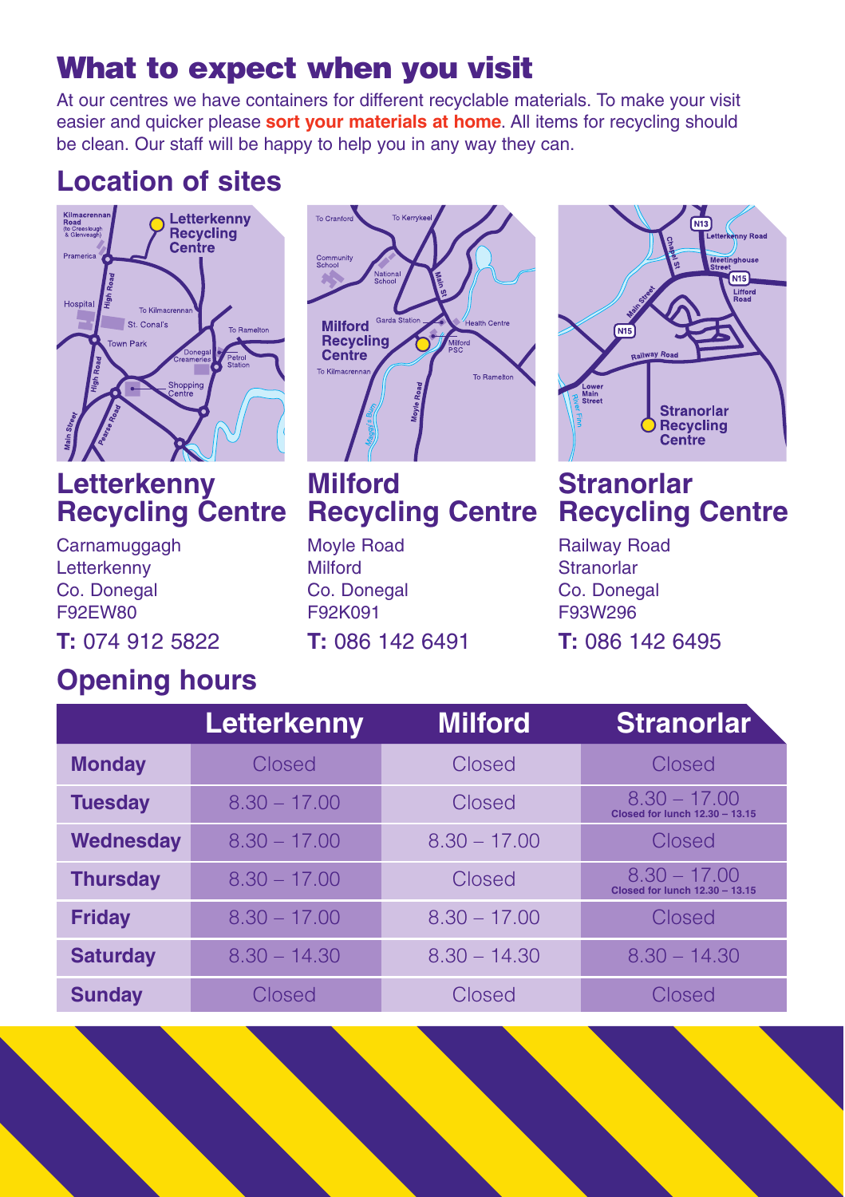# What to expect when you visit

At our centres we have containers for different recyclable materials. To make your visit easier and quicker please **sort your materials at home**. All items for recycling should be clean. Our staff will be happy to help you in any way they can.

## Location of sites

### Letterkenny Recycling Centre

Carnamuggagh
Letterkenny
Co. Donegal
F92EW80

**T:** 074 912 5822

### Milford Recycling Centre

Moyle Road
Milford
Co. Donegal
F92K091

**T:** 086 142 6491

### Stranorlar Recycling Centre

Railway Road
Stranorlar
Co. Donegal
F93W296

**T:** 086 142 6495

## Opening hours

| | Letterkenny | Milford | Stranorlar |
|---|---|---|---|
| **Monday** | Closed | Closed | Closed |
| **Tuesday** | 8.30 – 17.00 | Closed | 8.30 – 17.00 **Closed for lunch 12.30 – 13.15** |
| **Wednesday** | 8.30 – 17.00 | 8.30 – 17.00 | Closed |
| **Thursday** | 8.30 – 17.00 | Closed | 8.30 – 17.00 **Closed for lunch 12.30 – 13.15** |
| **Friday** | 8.30 – 17.00 | 8.30 – 17.00 | Closed |
| **Saturday** | 8.30 – 14.30 | 8.30 – 14.30 | 8.30 – 14.30 |
| **Sunday** | Closed | Closed | Closed |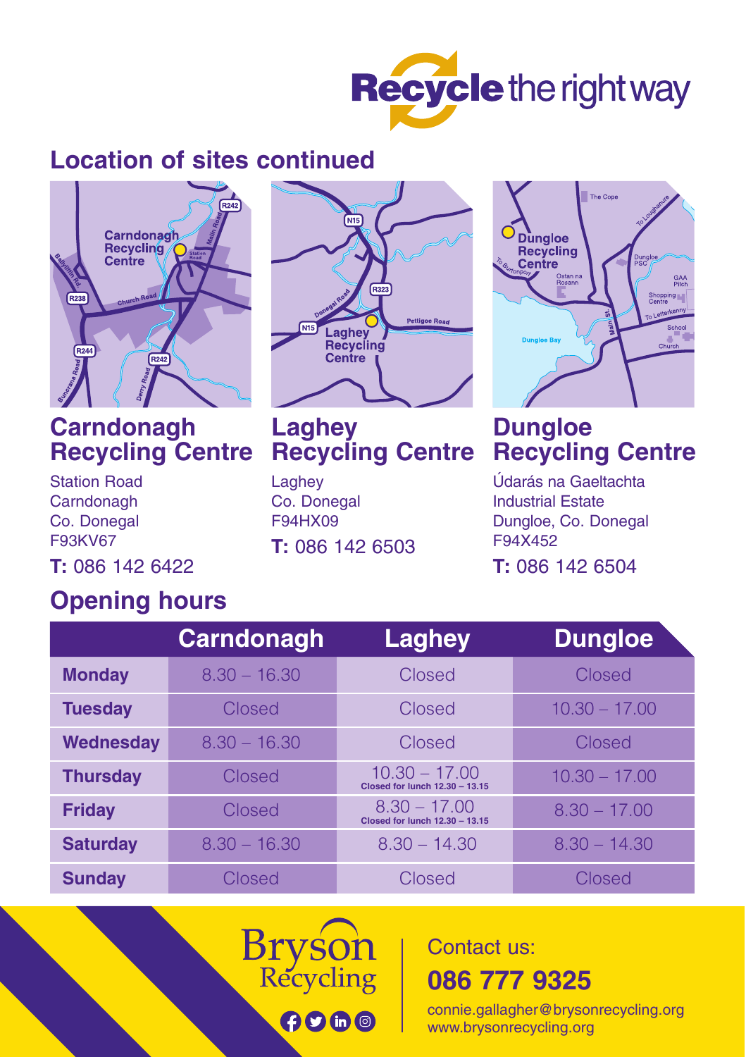Recycle the right way

## Location of sites continued

### Carndonagh Recycling Centre

Station Road
Carndonagh
Co. Donegal
F93KV67

**T:** 086 142 6422

### Laghey Recycling Centre

Laghey
Co. Donegal
F94HX09

**T:** 086 142 6503

### Dungloe Recycling Centre

Údarás na Gaeltachta
Industrial Estate
Dungloe, Co. Donegal
F94X452

**T:** 086 142 6504

## Opening hours

| | Carndonagh | Laghey | Dungloe |
|---|---|---|---|
| **Monday** | 8.30 – 16.30 | Closed | Closed |
| **Tuesday** | Closed | Closed | 10.30 – 17.00 |
| **Wednesday** | 8.30 – 16.30 | Closed | Closed |
| **Thursday** | Closed | 10.30 – 17.00 Closed for lunch 12.30 – 13.15 | 10.30 – 17.00 |
| **Friday** | Closed | 8.30 – 17.00 Closed for lunch 12.30 – 13.15 | 8.30 – 17.00 |
| **Saturday** | 8.30 – 16.30 | 8.30 – 14.30 | 8.30 – 14.30 |
| **Sunday** | Closed | Closed | Closed |

Bryson Recycling

Contact us:

**086 777 9325**

connie.gallagher@brysonrecycling.org
www.brysonrecycling.org